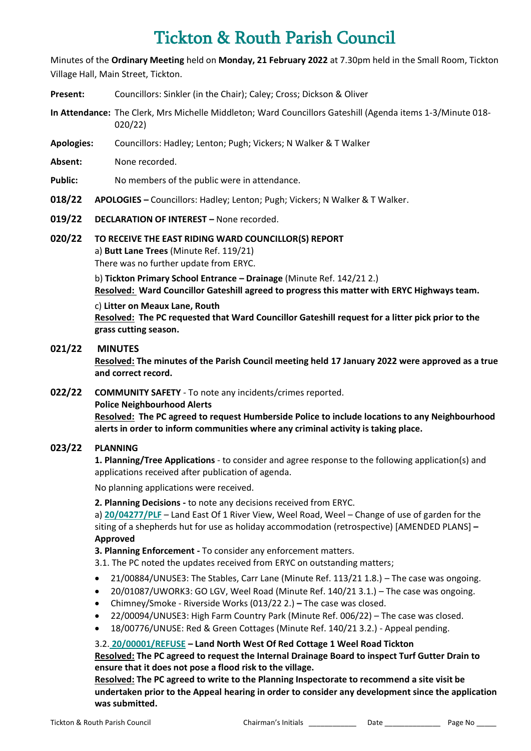# Tickton & Routh Parish Council

Minutes of the **Ordinary Meeting** held on **Monday, 21 February 2022** at 7.30pm held in the Small Room, Tickton Village Hall, Main Street, Tickton.

**Present:** Councillors: Sinkler (in the Chair); Caley; Cross; Dickson & Oliver

**In Attendance:** The Clerk, Mrs Michelle Middleton; Ward Councillors Gateshill (Agenda items 1-3/Minute 018-020/22)

**Apologies:** Councillors: Hadley; Lenton; Pugh; Vickers; N Walker & T Walker

**Absent:** None recorded.

**Public:** No members of the public were in attendance.

**018/22 APOLOGIES –** Councillors: Hadley; Lenton; Pugh; Vickers; N Walker & T Walker.

**019/22 DECLARATION OF INTEREST –** None recorded.

**020/22 TO RECEIVE THE EAST RIDING WARD COUNCILLOR(S) REPORT**

a) **Butt Lane Trees** (Minute Ref. 119/21)
There was no further update from ERYC.

b) **Tickton Primary School Entrance – Drainage** (Minute Ref. 142/21 2.)
**Resolved: Ward Councillor Gateshill agreed to progress this matter with ERYC Highways team.**

c) **Litter on Meaux Lane, Routh**
**Resolved: The PC requested that Ward Councillor Gateshill request for a litter pick prior to the grass cutting season.**

**021/22 MINUTES**

**Resolved: The minutes of the Parish Council meeting held 17 January 2022 were approved as a true and correct record.**

**022/22 COMMUNITY SAFETY** - To note any incidents/crimes reported.

**Police Neighbourhood Alerts**
**Resolved: The PC agreed to request Humberside Police to include locations to any Neighbourhood alerts in order to inform communities where any criminal activity is taking place.**

**023/22 PLANNING**

**1. Planning/Tree Applications** - to consider and agree response to the following application(s) and applications received after publication of agenda.

No planning applications were received.

**2. Planning Decisions -** to note any decisions received from ERYC.
a) **20/04277/PLF** – Land East Of 1 River View, Weel Road, Weel – Change of use of garden for the siting of a shepherds hut for use as holiday accommodation (retrospective) [AMENDED PLANS] **– Approved**

**3. Planning Enforcement -** To consider any enforcement matters.
3.1. The PC noted the updates received from ERYC on outstanding matters;

- 21/00884/UNUSE3: The Stables, Carr Lane (Minute Ref. 113/21 1.8.) – The case was ongoing.
- 20/01087/UWORK3: GO LGV, Weel Road (Minute Ref. 140/21 3.1.) – The case was ongoing.
- Chimney/Smoke - Riverside Works (013/22 2.) **–** The case was closed.
- 22/00094/UNUSE3: High Farm Country Park (Minute Ref. 006/22) – The case was closed.
- 18/00776/UNUSE: Red & Green Cottages (Minute Ref. 140/21 3.2.) - Appeal pending.

3.2. **20/00001/REFUSE – Land North West Of Red Cottage 1 Weel Road Tickton**
**Resolved: The PC agreed to request the Internal Drainage Board to inspect Turf Gutter Drain to ensure that it does not pose a flood risk to the village.**
**Resolved: The PC agreed to write to the Planning Inspectorate to recommend a site visit be undertaken prior to the Appeal hearing in order to consider any development since the application was submitted.**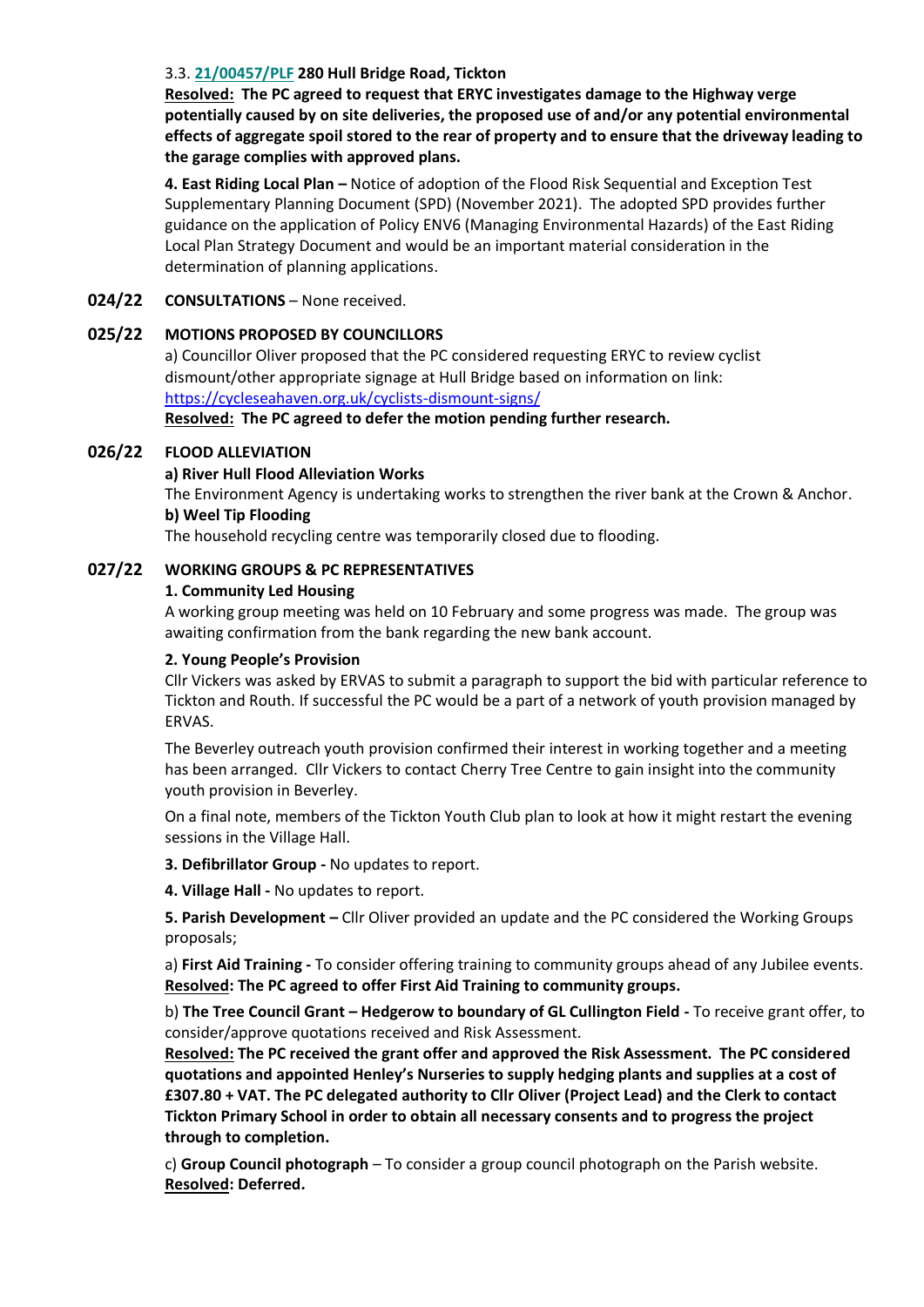3.3. **[21/00457/PLF](21/00457/PLF) 280 Hull Bridge Road, Tickton**

**Resolved: The PC agreed to request that ERYC investigates damage to the Highway verge potentially caused by on site deliveries, the proposed use of and/or any potential environmental effects of aggregate spoil stored to the rear of property and to ensure that the driveway leading to the garage complies with approved plans.**

**4. East Riding Local Plan –** Notice of adoption of the Flood Risk Sequential and Exception Test Supplementary Planning Document (SPD) (November 2021). The adopted SPD provides further guidance on the application of Policy ENV6 (Managing Environmental Hazards) of the East Riding Local Plan Strategy Document and would be an important material consideration in the determination of planning applications.

**024/22 CONSULTATIONS** – None received.

**025/22 MOTIONS PROPOSED BY COUNCILLORS**

a) Councillor Oliver proposed that the PC considered requesting ERYC to review cyclist dismount/other appropriate signage at Hull Bridge based on information on link: https://cycleseahaven.org.uk/cyclists-dismount-signs/

**Resolved: The PC agreed to defer the motion pending further research.**

**026/22 FLOOD ALLEVIATION**

**a) River Hull Flood Alleviation Works**

The Environment Agency is undertaking works to strengthen the river bank at the Crown & Anchor.

**b) Weel Tip Flooding**

The household recycling centre was temporarily closed due to flooding.

**027/22 WORKING GROUPS & PC REPRESENTATIVES**

**1. Community Led Housing**

A working group meeting was held on 10 February and some progress was made. The group was awaiting confirmation from the bank regarding the new bank account.

**2. Young People's Provision**

Cllr Vickers was asked by ERVAS to submit a paragraph to support the bid with particular reference to Tickton and Routh. If successful the PC would be a part of a network of youth provision managed by ERVAS.

The Beverley outreach youth provision confirmed their interest in working together and a meeting has been arranged. Cllr Vickers to contact Cherry Tree Centre to gain insight into the community youth provision in Beverley.

On a final note, members of the Tickton Youth Club plan to look at how it might restart the evening sessions in the Village Hall.

**3. Defibrillator Group -** No updates to report.

**4. Village Hall -** No updates to report.

**5. Parish Development –** Cllr Oliver provided an update and the PC considered the Working Groups proposals;

a) **First Aid Training -** To consider offering training to community groups ahead of any Jubilee events.
**Resolved: The PC agreed to offer First Aid Training to community groups.**

b) **The Tree Council Grant – Hedgerow to boundary of GL Cullington Field -** To receive grant offer, to consider/approve quotations received and Risk Assessment.
**Resolved: The PC received the grant offer and approved the Risk Assessment. The PC considered quotations and appointed Henley's Nurseries to supply hedging plants and supplies at a cost of £307.80 + VAT. The PC delegated authority to Cllr Oliver (Project Lead) and the Clerk to contact Tickton Primary School in order to obtain all necessary consents and to progress the project through to completion.**

c) **Group Council photograph** – To consider a group council photograph on the Parish website.
**Resolved: Deferred.**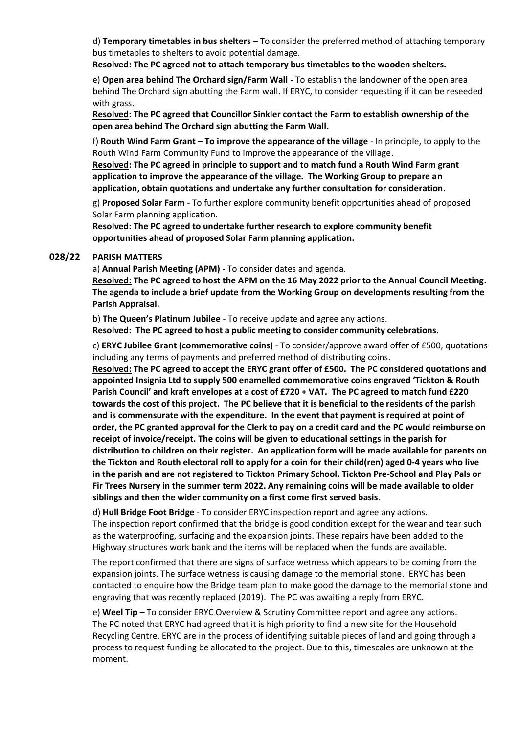d) **Temporary timetables in bus shelters –** To consider the preferred method of attaching temporary bus timetables to shelters to avoid potential damage.

**Resolved: The PC agreed not to attach temporary bus timetables to the wooden shelters.**

e) **Open area behind The Orchard sign/Farm Wall -** To establish the landowner of the open area behind The Orchard sign abutting the Farm wall. If ERYC, to consider requesting if it can be reseeded with grass.

**Resolved: The PC agreed that Councillor Sinkler contact the Farm to establish ownership of the open area behind The Orchard sign abutting the Farm Wall.**

f) **Routh Wind Farm Grant – To improve the appearance of the village** - In principle, to apply to the Routh Wind Farm Community Fund to improve the appearance of the village.

**Resolved: The PC agreed in principle to support and to match fund a Routh Wind Farm grant application to improve the appearance of the village. The Working Group to prepare an application, obtain quotations and undertake any further consultation for consideration.**

g) **Proposed Solar Farm** - To further explore community benefit opportunities ahead of proposed Solar Farm planning application.

**Resolved: The PC agreed to undertake further research to explore community benefit opportunities ahead of proposed Solar Farm planning application.**

## 028/22 PARISH MATTERS

a) **Annual Parish Meeting (APM) -** To consider dates and agenda.

**Resolved: The PC agreed to host the APM on the 16 May 2022 prior to the Annual Council Meeting. The agenda to include a brief update from the Working Group on developments resulting from the Parish Appraisal.**

b) **The Queen's Platinum Jubilee** - To receive update and agree any actions.

**Resolved: The PC agreed to host a public meeting to consider community celebrations.**

c) **ERYC Jubilee Grant (commemorative coins)** - To consider/approve award offer of £500, quotations including any terms of payments and preferred method of distributing coins.

**Resolved: The PC agreed to accept the ERYC grant offer of £500. The PC considered quotations and appointed Insignia Ltd to supply 500 enamelled commemorative coins engraved 'Tickton & Routh Parish Council' and kraft envelopes at a cost of £720 + VAT. The PC agreed to match fund £220 towards the cost of this project. The PC believe that it is beneficial to the residents of the parish and is commensurate with the expenditure. In the event that payment is required at point of order, the PC granted approval for the Clerk to pay on a credit card and the PC would reimburse on receipt of invoice/receipt. The coins will be given to educational settings in the parish for distribution to children on their register. An application form will be made available for parents on the Tickton and Routh electoral roll to apply for a coin for their child(ren) aged 0-4 years who live in the parish and are not registered to Tickton Primary School, Tickton Pre-School and Play Pals or Fir Trees Nursery in the summer term 2022. Any remaining coins will be made available to older siblings and then the wider community on a first come first served basis.**

d) **Hull Bridge Foot Bridge** - To consider ERYC inspection report and agree any actions.

The inspection report confirmed that the bridge is good condition except for the wear and tear such as the waterproofing, surfacing and the expansion joints. These repairs have been added to the Highway structures work bank and the items will be replaced when the funds are available.

The report confirmed that there are signs of surface wetness which appears to be coming from the expansion joints. The surface wetness is causing damage to the memorial stone. ERYC has been contacted to enquire how the Bridge team plan to make good the damage to the memorial stone and engraving that was recently replaced (2019). The PC was awaiting a reply from ERYC.

e) **Weel Tip** – To consider ERYC Overview & Scrutiny Committee report and agree any actions.

The PC noted that ERYC had agreed that it is high priority to find a new site for the Household Recycling Centre. ERYC are in the process of identifying suitable pieces of land and going through a process to request funding be allocated to the project. Due to this, timescales are unknown at the moment.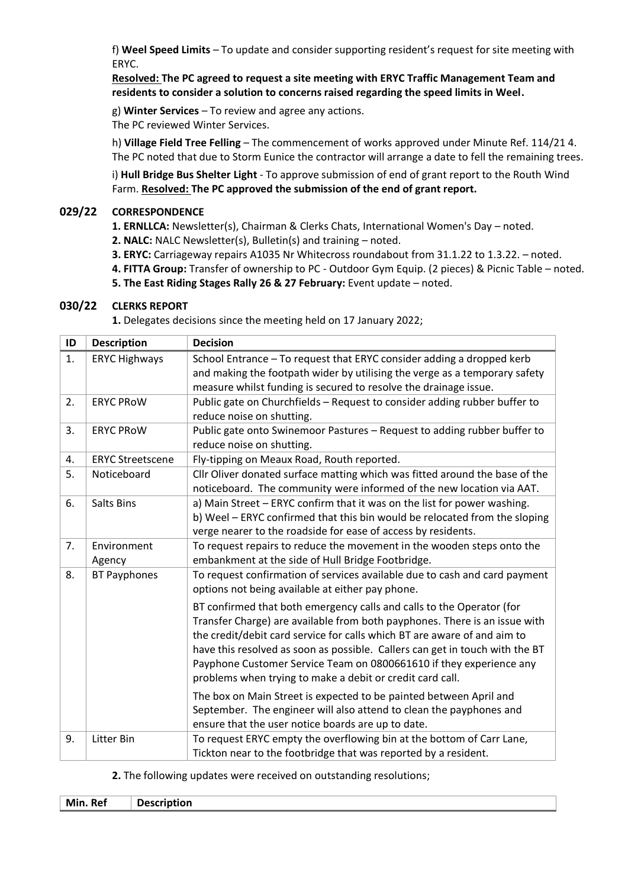f) **Weel Speed Limits** – To update and consider supporting resident's request for site meeting with ERYC.

**Resolved: The PC agreed to request a site meeting with ERYC Traffic Management Team and residents to consider a solution to concerns raised regarding the speed limits in Weel.**

g) **Winter Services** – To review and agree any actions.
The PC reviewed Winter Services.

h) **Village Field Tree Felling** – The commencement of works approved under Minute Ref. 114/21 4.
The PC noted that due to Storm Eunice the contractor will arrange a date to fell the remaining trees.

i) **Hull Bridge Bus Shelter Light** - To approve submission of end of grant report to the Routh Wind Farm. **Resolved: The PC approved the submission of the end of grant report.**

## 029/22 CORRESPONDENCE

**1. ERNLLCA:** Newsletter(s), Chairman & Clerks Chats, International Women's Day – noted.
**2. NALC:** NALC Newsletter(s), Bulletin(s) and training – noted.
**3. ERYC:** Carriageway repairs A1035 Nr Whitecross roundabout from 31.1.22 to 1.3.22. – noted.
**4. FITTA Group:** Transfer of ownership to PC - Outdoor Gym Equip. (2 pieces) & Picnic Table – noted.
**5. The East Riding Stages Rally 26 & 27 February:** Event update – noted.

## 030/22 CLERKS REPORT

**1.** Delegates decisions since the meeting held on 17 January 2022;

| ID | Description | Decision |
|---|---|---|
| 1. | ERYC Highways | School Entrance – To request that ERYC consider adding a dropped kerb and making the footpath wider by utilising the verge as a temporary safety measure whilst funding is secured to resolve the drainage issue. |
| 2. | ERYC PRoW | Public gate on Churchfields – Request to consider adding rubber buffer to reduce noise on shutting. |
| 3. | ERYC PRoW | Public gate onto Swinemoor Pastures – Request to adding rubber buffer to reduce noise on shutting. |
| 4. | ERYC Streetscene | Fly-tipping on Meaux Road, Routh reported. |
| 5. | Noticeboard | Cllr Oliver donated surface matting which was fitted around the base of the noticeboard. The community were informed of the new location via AAT. |
| 6. | Salts Bins | a) Main Street – ERYC confirm that it was on the list for power washing.<br>b) Weel – ERYC confirmed that this bin would be relocated from the sloping verge nearer to the roadside for ease of access by residents. |
| 7. | Environment Agency | To request repairs to reduce the movement in the wooden steps onto the embankment at the side of Hull Bridge Footbridge. |
| 8. | BT Payphones | To request confirmation of services available due to cash and card payment options not being available at either pay phone.<br><br>BT confirmed that both emergency calls and calls to the Operator (for Transfer Charge) are available from both payphones. There is an issue with the credit/debit card service for calls which BT are aware of and aim to have this resolved as soon as possible. Callers can get in touch with the BT Payphone Customer Service Team on 0800661610 if they experience any problems when trying to make a debit or credit card call.<br><br>The box on Main Street is expected to be painted between April and September. The engineer will also attend to clean the payphones and ensure that the user notice boards are up to date. |
| 9. | Litter Bin | To request ERYC empty the overflowing bin at the bottom of Carr Lane, Tickton near to the footbridge that was reported by a resident. |

**2.** The following updates were received on outstanding resolutions;

| Min. Ref | Description |
|---|---|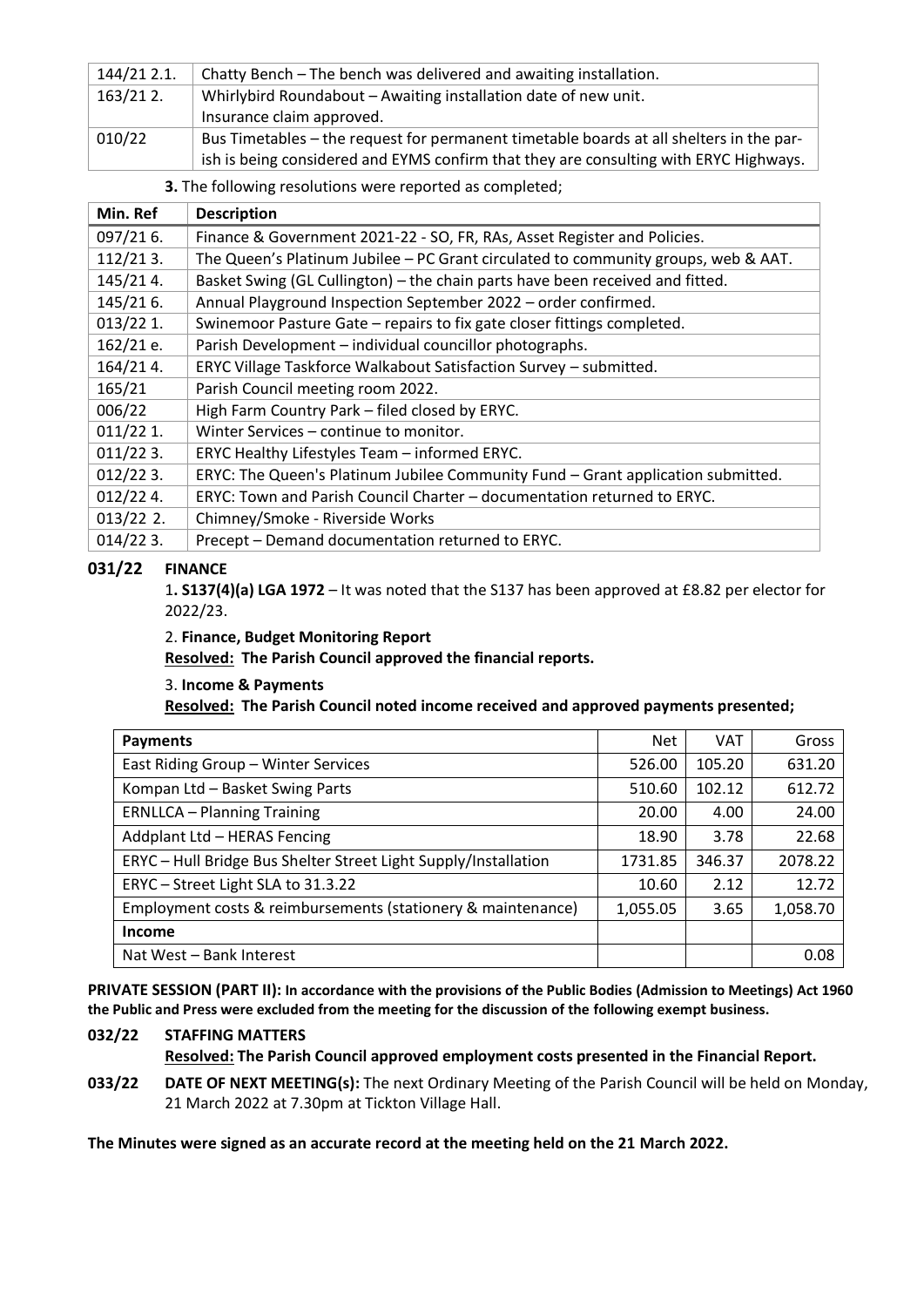| | |
|---|---|
| 144/21 2.1. | Chatty Bench – The bench was delivered and awaiting installation. |
| 163/21 2. | Whirlybird Roundabout – Awaiting installation date of new unit. Insurance claim approved. |
| 010/22 | Bus Timetables – the request for permanent timetable boards at all shelters in the parish is being considered and EYMS confirm that they are consulting with ERYC Highways. |

**3.** The following resolutions were reported as completed;

| Min. Ref | Description |
|---|---|
| 097/21 6. | Finance & Government 2021-22 - SO, FR, RAs, Asset Register and Policies. |
| 112/21 3. | The Queen's Platinum Jubilee – PC Grant circulated to community groups, web & AAT. |
| 145/21 4. | Basket Swing (GL Cullington) – the chain parts have been received and fitted. |
| 145/21 6. | Annual Playground Inspection September 2022 – order confirmed. |
| 013/22 1. | Swinemoor Pasture Gate – repairs to fix gate closer fittings completed. |
| 162/21 e. | Parish Development – individual councillor photographs. |
| 164/21 4. | ERYC Village Taskforce Walkabout Satisfaction Survey – submitted. |
| 165/21 | Parish Council meeting room 2022. |
| 006/22 | High Farm Country Park – filed closed by ERYC. |
| 011/22 1. | Winter Services – continue to monitor. |
| 011/22 3. | ERYC Healthy Lifestyles Team – informed ERYC. |
| 012/22 3. | ERYC: The Queen's Platinum Jubilee Community Fund – Grant application submitted. |
| 012/22 4. | ERYC: Town and Parish Council Charter – documentation returned to ERYC. |
| 013/22 2. | Chimney/Smoke - Riverside Works |
| 014/22 3. | Precept – Demand documentation returned to ERYC. |

## 031/22 FINANCE

1**. S137(4)(a) LGA 1972** – It was noted that the S137 has been approved at £8.82 per elector for 2022/23.

2. **Finance, Budget Monitoring Report**

**Resolved: The Parish Council approved the financial reports.**

3. **Income & Payments**

**Resolved: The Parish Council noted income received and approved payments presented;**

| Payments | Net | VAT | Gross |
|---|---|---|---|
| East Riding Group – Winter Services | 526.00 | 105.20 | 631.20 |
| Kompan Ltd – Basket Swing Parts | 510.60 | 102.12 | 612.72 |
| ERNLLCA – Planning Training | 20.00 | 4.00 | 24.00 |
| Addplant Ltd – HERAS Fencing | 18.90 | 3.78 | 22.68 |
| ERYC – Hull Bridge Bus Shelter Street Light Supply/Installation | 1731.85 | 346.37 | 2078.22 |
| ERYC – Street Light SLA to 31.3.22 | 10.60 | 2.12 | 12.72 |
| Employment costs & reimbursements (stationery & maintenance) | 1,055.05 | 3.65 | 1,058.70 |
| **Income** | | | |
| Nat West – Bank Interest | | | 0.08 |

**PRIVATE SESSION (PART II): In accordance with the provisions of the Public Bodies (Admission to Meetings) Act 1960 the Public and Press were excluded from the meeting for the discussion of the following exempt business.**

## 032/22 STAFFING MATTERS

**Resolved: The Parish Council approved employment costs presented in the Financial Report.**

**033/22 DATE OF NEXT MEETING(s):** The next Ordinary Meeting of the Parish Council will be held on Monday, 21 March 2022 at 7.30pm at Tickton Village Hall.

**The Minutes were signed as an accurate record at the meeting held on the 21 March 2022.**